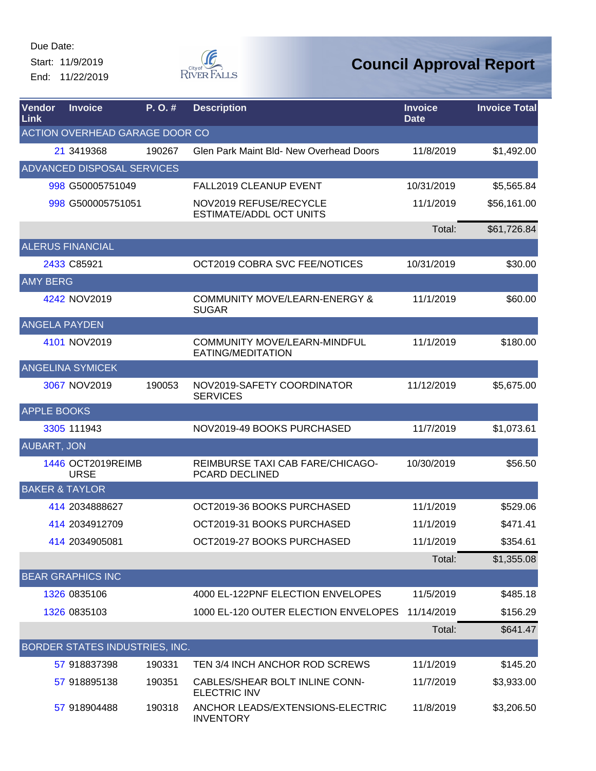Due Date:

Start: 11/9/2019

End: 11/22/2019

City of River Falls

# Council Approval Report

| Vendor Link | Invoice | P. O. # | Description | Invoice Date | Invoice Total |
|---|---|---|---|---|---|
| **ACTION OVERHEAD GARAGE DOOR CO** | | | | | |
| 21 | 3419368 | 190267 | Glen Park Maint Bld- New Overhead Doors | 11/8/2019 | $1,492.00 |
| **ADVANCED DISPOSAL SERVICES** | | | | | |
| 998 | G50005751049 | | FALL2019 CLEANUP EVENT | 10/31/2019 | $5,565.84 |
| 998 | G500005751051 | | NOV2019 REFUSE/RECYCLE ESTIMATE/ADDL OCT UNITS | 11/1/2019 | $56,161.00 |
| | | | | Total: | $61,726.84 |
| **ALERUS FINANCIAL** | | | | | |
| 2433 | C85921 | | OCT2019 COBRA SVC FEE/NOTICES | 10/31/2019 | $30.00 |
| **AMY BERG** | | | | | |
| 4242 | NOV2019 | | COMMUNITY MOVE/LEARN-ENERGY & SUGAR | 11/1/2019 | $60.00 |
| **ANGELA PAYDEN** | | | | | |
| 4101 | NOV2019 | | COMMUNITY MOVE/LEARN-MINDFUL EATING/MEDITATION | 11/1/2019 | $180.00 |
| **ANGELINA SYMICEK** | | | | | |
| 3067 | NOV2019 | 190053 | NOV2019-SAFETY COORDINATOR SERVICES | 11/12/2019 | $5,675.00 |
| **APPLE BOOKS** | | | | | |
| 3305 | 111943 | | NOV2019-49 BOOKS PURCHASED | 11/7/2019 | $1,073.61 |
| **AUBART, JON** | | | | | |
| 1446 | OCT2019REIMBURSE | | REIMBURSE TAXI CAB FARE/CHICAGO-PCARD DECLINED | 10/30/2019 | $56.50 |
| **BAKER & TAYLOR** | | | | | |
| 414 | 2034888627 | | OCT2019-36 BOOKS PURCHASED | 11/1/2019 | $529.06 |
| 414 | 2034912709 | | OCT2019-31 BOOKS PURCHASED | 11/1/2019 | $471.41 |
| 414 | 2034905081 | | OCT2019-27 BOOKS PURCHASED | 11/1/2019 | $354.61 |
| | | | | Total: | $1,355.08 |
| **BEAR GRAPHICS INC** | | | | | |
| 1326 | 0835106 | | 4000 EL-122PNF ELECTION ENVELOPES | 11/5/2019 | $485.18 |
| 1326 | 0835103 | | 1000 EL-120 OUTER ELECTION ENVELOPES | 11/14/2019 | $156.29 |
| | | | | Total: | $641.47 |
| **BORDER STATES INDUSTRIES, INC.** | | | | | |
| 57 | 918837398 | 190331 | TEN 3/4 INCH ANCHOR ROD SCREWS | 11/1/2019 | $145.20 |
| 57 | 918895138 | 190351 | CABLES/SHEAR BOLT INLINE CONN-ELECTRIC INV | 11/7/2019 | $3,933.00 |
| 57 | 918904488 | 190318 | ANCHOR LEADS/EXTENSIONS-ELECTRIC INVENTORY | 11/8/2019 | $3,206.50 |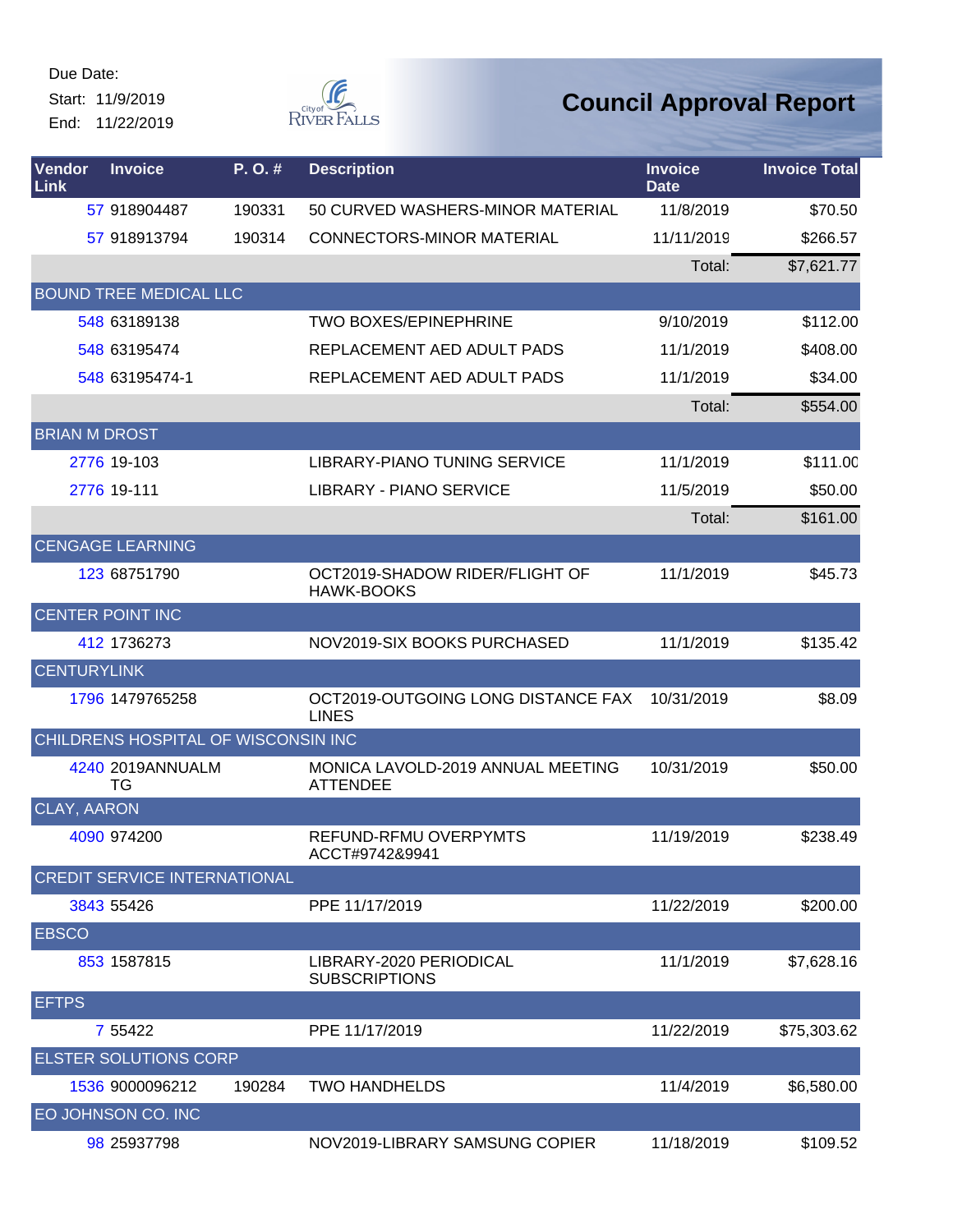Due Date:
Start: 11/9/2019
End: 11/22/2019

# Council Approval Report

| Vendor Link | Invoice | P. O. # | Description | Invoice Date | Invoice Total |
|---|---|---|---|---|---|
| 57 | 918904487 | 190331 | 50 CURVED WASHERS-MINOR MATERIAL | 11/8/2019 | $70.50 |
| 57 | 918913794 | 190314 | CONNECTORS-MINOR MATERIAL | 11/11/2019 | $266.57 |
| | | | | Total: | $7,621.77 |
| BOUND TREE MEDICAL LLC | | | | | |
| 548 | 63189138 | | TWO BOXES/EPINEPHRINE | 9/10/2019 | $112.00 |
| 548 | 63195474 | | REPLACEMENT AED ADULT PADS | 11/1/2019 | $408.00 |
| 548 | 63195474-1 | | REPLACEMENT AED ADULT PADS | 11/1/2019 | $34.00 |
| | | | | Total: | $554.00 |
| BRIAN M DROST | | | | | |
| 2776 | 19-103 | | LIBRARY-PIANO TUNING SERVICE | 11/1/2019 | $111.00 |
| 2776 | 19-111 | | LIBRARY - PIANO SERVICE | 11/5/2019 | $50.00 |
| | | | | Total: | $161.00 |
| CENGAGE LEARNING | | | | | |
| 123 | 68751790 | | OCT2019-SHADOW RIDER/FLIGHT OF HAWK-BOOKS | 11/1/2019 | $45.73 |
| CENTER POINT INC | | | | | |
| 412 | 1736273 | | NOV2019-SIX BOOKS PURCHASED | 11/1/2019 | $135.42 |
| CENTURYLINK | | | | | |
| 1796 | 1479765258 | | OCT2019-OUTGOING LONG DISTANCE FAX LINES | 10/31/2019 | $8.09 |
| CHILDRENS HOSPITAL OF WISCONSIN INC | | | | | |
| 4240 | 2019ANNUALMTG | | MONICA LAVOLD-2019 ANNUAL MEETING ATTENDEE | 10/31/2019 | $50.00 |
| CLAY, AARON | | | | | |
| 4090 | 974200 | | REFUND-RFMU OVERPYMTS ACCT#9742&9941 | 11/19/2019 | $238.49 |
| CREDIT SERVICE INTERNATIONAL | | | | | |
| 3843 | 55426 | | PPE 11/17/2019 | 11/22/2019 | $200.00 |
| EBSCO | | | | | |
| 853 | 1587815 | | LIBRARY-2020 PERIODICAL SUBSCRIPTIONS | 11/1/2019 | $7,628.16 |
| EFTPS | | | | | |
| 7 | 55422 | | PPE 11/17/2019 | 11/22/2019 | $75,303.62 |
| ELSTER SOLUTIONS CORP | | | | | |
| 1536 | 9000096212 | 190284 | TWO HANDHELDS | 11/4/2019 | $6,580.00 |
| EO JOHNSON CO. INC | | | | | |
| 98 | 25937798 | | NOV2019-LIBRARY SAMSUNG COPIER | 11/18/2019 | $109.52 |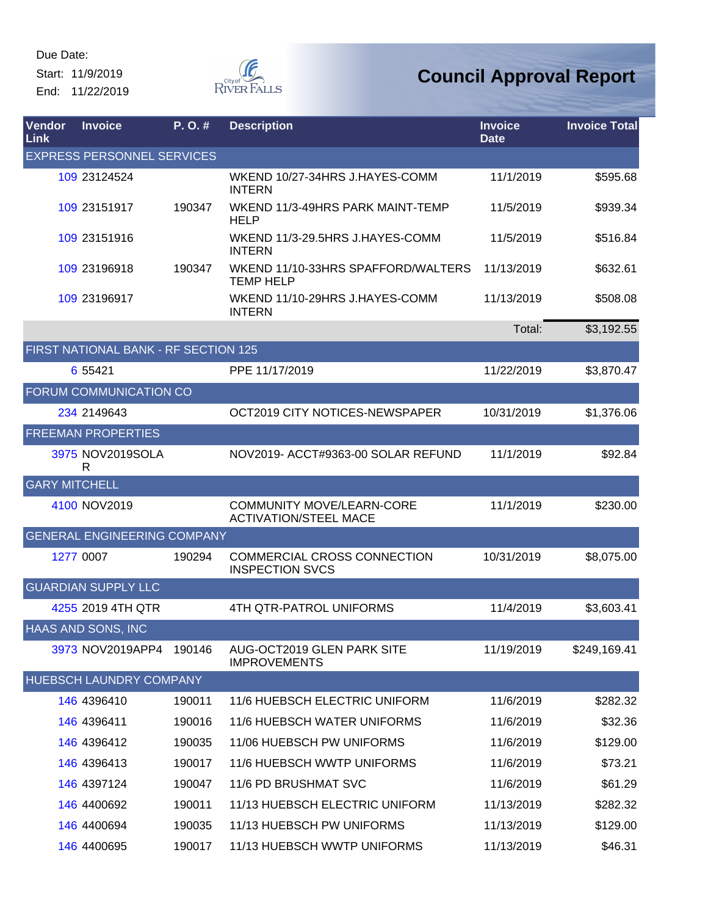Due Date:
Start: 11/9/2019
End: 11/22/2019

# Council Approval Report

| Vendor Link | Invoice | P. O. # | Description | Invoice Date | Invoice Total |
|---|---|---|---|---|---|
| EXPRESS PERSONNEL SERVICES | | | | | |
| 109 | 23124524 | | WKEND 10/27-34HRS J.HAYES-COMM INTERN | 11/1/2019 | $595.68 |
| 109 | 23151917 | 190347 | WKEND 11/3-49HRS PARK MAINT-TEMP HELP | 11/5/2019 | $939.34 |
| 109 | 23151916 | | WKEND 11/3-29.5HRS J.HAYES-COMM INTERN | 11/5/2019 | $516.84 |
| 109 | 23196918 | 190347 | WKEND 11/10-33HRS SPAFFORD/WALTERS TEMP HELP | 11/13/2019 | $632.61 |
| 109 | 23196917 | | WKEND 11/10-29HRS J.HAYES-COMM INTERN | 11/13/2019 | $508.08 |
| | | | | Total: | $3,192.55 |
| FIRST NATIONAL BANK - RF SECTION 125 | | | | | |
| 6 | 55421 | | PPE 11/17/2019 | 11/22/2019 | $3,870.47 |
| FORUM COMMUNICATION CO | | | | | |
| 234 | 2149643 | | OCT2019 CITY NOTICES-NEWSPAPER | 10/31/2019 | $1,376.06 |
| FREEMAN PROPERTIES | | | | | |
| 3975 | NOV2019SOLAR | | NOV2019- ACCT#9363-00 SOLAR REFUND | 11/1/2019 | $92.84 |
| GARY MITCHELL | | | | | |
| 4100 | NOV2019 | | COMMUNITY MOVE/LEARN-CORE ACTIVATION/STEEL MACE | 11/1/2019 | $230.00 |
| GENERAL ENGINEERING COMPANY | | | | | |
| 1277 | 0007 | 190294 | COMMERCIAL CROSS CONNECTION INSPECTION SVCS | 10/31/2019 | $8,075.00 |
| GUARDIAN SUPPLY LLC | | | | | |
| 4255 | 2019 4TH QTR | | 4TH QTR-PATROL UNIFORMS | 11/4/2019 | $3,603.41 |
| HAAS AND SONS, INC | | | | | |
| 3973 | NOV2019APP4 | 190146 | AUG-OCT2019 GLEN PARK SITE IMPROVEMENTS | 11/19/2019 | $249,169.41 |
| HUEBSCH LAUNDRY COMPANY | | | | | |
| 146 | 4396410 | 190011 | 11/6 HUEBSCH ELECTRIC UNIFORM | 11/6/2019 | $282.32 |
| 146 | 4396411 | 190016 | 11/6 HUEBSCH WATER UNIFORMS | 11/6/2019 | $32.36 |
| 146 | 4396412 | 190035 | 11/06 HUEBSCH PW UNIFORMS | 11/6/2019 | $129.00 |
| 146 | 4396413 | 190017 | 11/6 HUEBSCH WWTP UNIFORMS | 11/6/2019 | $73.21 |
| 146 | 4397124 | 190047 | 11/6 PD BRUSHMAT SVC | 11/6/2019 | $61.29 |
| 146 | 4400692 | 190011 | 11/13 HUEBSCH ELECTRIC UNIFORM | 11/13/2019 | $282.32 |
| 146 | 4400694 | 190035 | 11/13 HUEBSCH PW UNIFORMS | 11/13/2019 | $129.00 |
| 146 | 4400695 | 190017 | 11/13 HUEBSCH WWTP UNIFORMS | 11/13/2019 | $46.31 |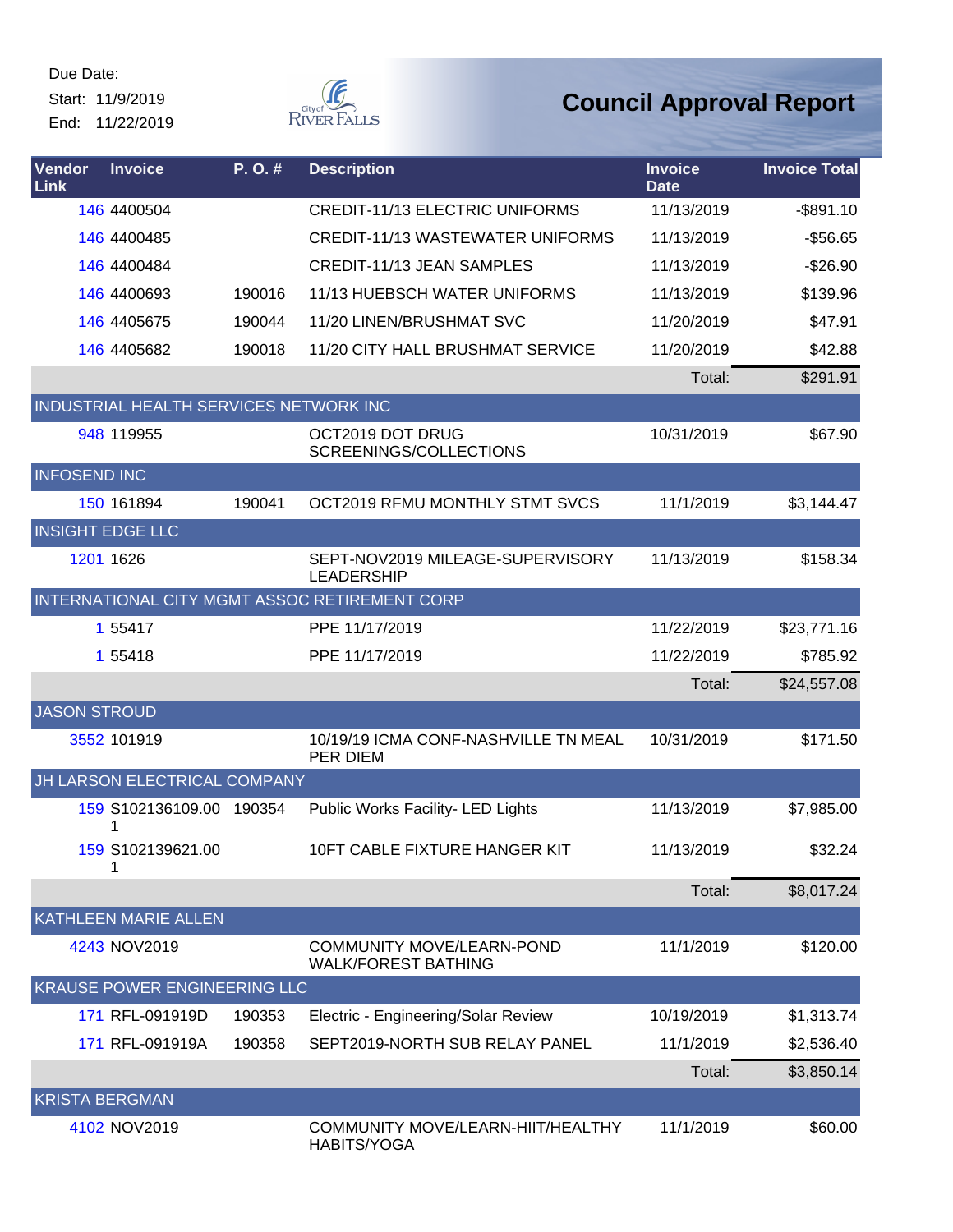Due Date:
Start: 11/9/2019
End: 11/22/2019

# Council Approval Report

| Vendor Link | Invoice | P. O. # | Description | Invoice Date | Invoice Total |
|---|---|---|---|---|---|
| 146 | 4400504 | | CREDIT-11/13 ELECTRIC UNIFORMS | 11/13/2019 | -$891.10 |
| 146 | 4400485 | | CREDIT-11/13 WASTEWATER UNIFORMS | 11/13/2019 | -$56.65 |
| 146 | 4400484 | | CREDIT-11/13 JEAN SAMPLES | 11/13/2019 | -$26.90 |
| 146 | 4400693 | 190016 | 11/13 HUEBSCH WATER UNIFORMS | 11/13/2019 | $139.96 |
| 146 | 4405675 | 190044 | 11/20 LINEN/BRUSHMAT SVC | 11/20/2019 | $47.91 |
| 146 | 4405682 | 190018 | 11/20 CITY HALL BRUSHMAT SERVICE | 11/20/2019 | $42.88 |
| | | | | Total: | $291.91 |
| INDUSTRIAL HEALTH SERVICES NETWORK INC | | | | | |
| 948 | 119955 | | OCT2019 DOT DRUG SCREENINGS/COLLECTIONS | 10/31/2019 | $67.90 |
| INFOSEND INC | | | | | |
| 150 | 161894 | 190041 | OCT2019 RFMU MONTHLY STMT SVCS | 11/1/2019 | $3,144.47 |
| INSIGHT EDGE LLC | | | | | |
| 1201 | 1626 | | SEPT-NOV2019 MILEAGE-SUPERVISORY LEADERSHIP | 11/13/2019 | $158.34 |
| INTERNATIONAL CITY MGMT ASSOC RETIREMENT CORP | | | | | |
| 1 | 55417 | | PPE 11/17/2019 | 11/22/2019 | $23,771.16 |
| 1 | 55418 | | PPE 11/17/2019 | 11/22/2019 | $785.92 |
| | | | | Total: | $24,557.08 |
| JASON STROUD | | | | | |
| 3552 | 101919 | | 10/19/19 ICMA CONF-NASHVILLE TN MEAL PER DIEM | 10/31/2019 | $171.50 |
| JH LARSON ELECTRICAL COMPANY | | | | | |
| 159 | S102136109.001 | 190354 | Public Works Facility- LED Lights | 11/13/2019 | $7,985.00 |
| 159 | S102139621.001 | | 10FT CABLE FIXTURE HANGER KIT | 11/13/2019 | $32.24 |
| | | | | Total: | $8,017.24 |
| KATHLEEN MARIE ALLEN | | | | | |
| 4243 | NOV2019 | | COMMUNITY MOVE/LEARN-POND WALK/FOREST BATHING | 11/1/2019 | $120.00 |
| KRAUSE POWER ENGINEERING LLC | | | | | |
| 171 | RFL-091919D | 190353 | Electric - Engineering/Solar Review | 10/19/2019 | $1,313.74 |
| 171 | RFL-091919A | 190358 | SEPT2019-NORTH SUB RELAY PANEL | 11/1/2019 | $2,536.40 |
| | | | | Total: | $3,850.14 |
| KRISTA BERGMAN | | | | | |
| 4102 | NOV2019 | | COMMUNITY MOVE/LEARN-HIIT/HEALTHY HABITS/YOGA | 11/1/2019 | $60.00 |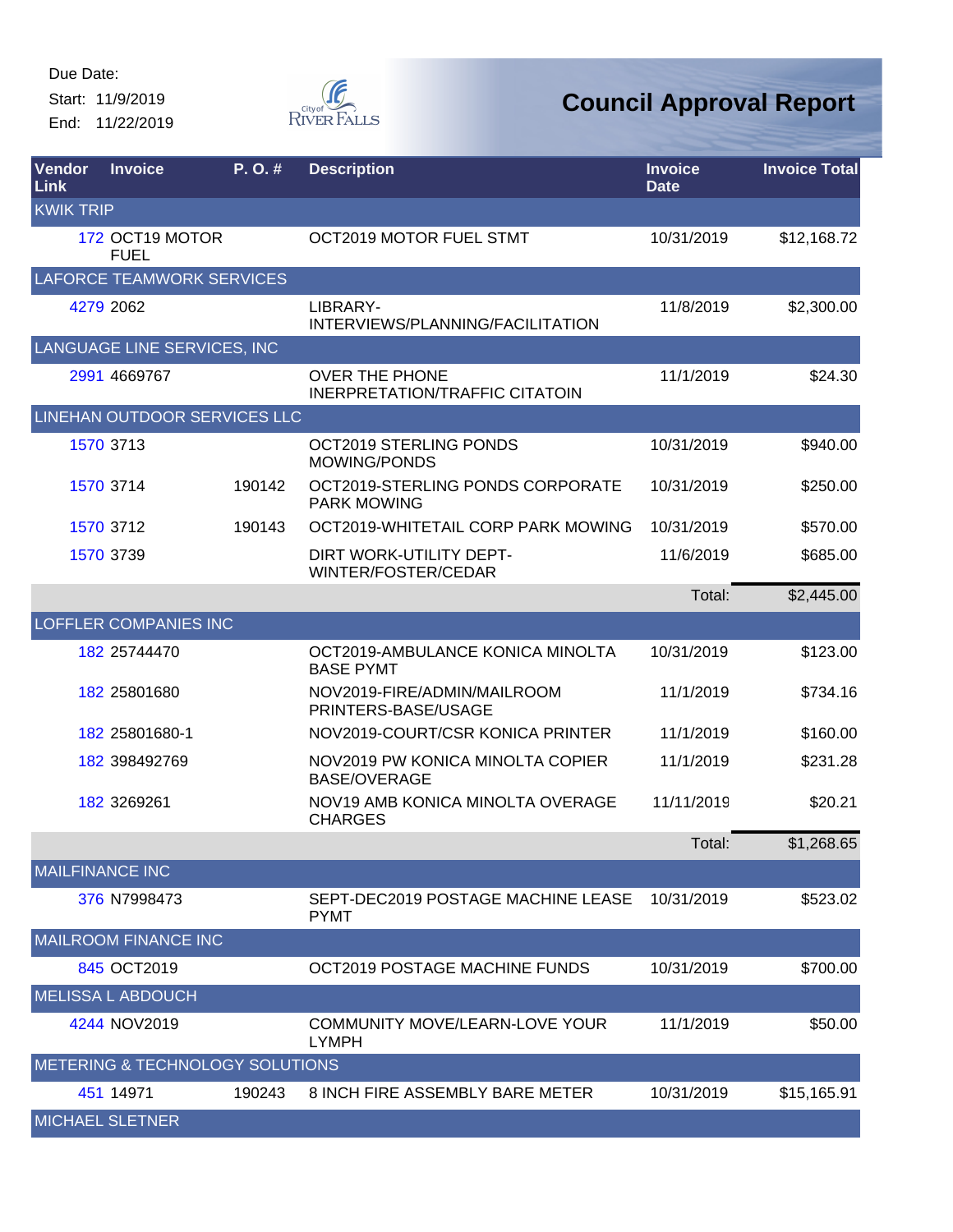Due Date:

Start: 11/9/2019

End: 11/22/2019

# Council Approval Report

| Vendor Link | Invoice | P. O. # | Description | Invoice Date | Invoice Total |
|---|---|---|---|---|---|
| KWIK TRIP | | | | | |
| 172 | OCT19 MOTOR FUEL | | OCT2019 MOTOR FUEL STMT | 10/31/2019 | $12,168.72 |
| LAFORCE TEAMWORK SERVICES | | | | | |
| 4279 | 2062 | | LIBRARY-INTERVIEWS/PLANNING/FACILITATION | 11/8/2019 | $2,300.00 |
| LANGUAGE LINE SERVICES, INC | | | | | |
| 2991 | 4669767 | | OVER THE PHONE INERPRETATION/TRAFFIC CITATOIN | 11/1/2019 | $24.30 |
| LINEHAN OUTDOOR SERVICES LLC | | | | | |
| 1570 | 3713 | | OCT2019 STERLING PONDS MOWING/PONDS | 10/31/2019 | $940.00 |
| 1570 | 3714 | 190142 | OCT2019-STERLING PONDS CORPORATE PARK MOWING | 10/31/2019 | $250.00 |
| 1570 | 3712 | 190143 | OCT2019-WHITETAIL CORP PARK MOWING | 10/31/2019 | $570.00 |
| 1570 | 3739 | | DIRT WORK-UTILITY DEPT-WINTER/FOSTER/CEDAR | 11/6/2019 | $685.00 |
| | | | | Total: | $2,445.00 |
| LOFFLER COMPANIES INC | | | | | |
| 182 | 25744470 | | OCT2019-AMBULANCE KONICA MINOLTA BASE PYMT | 10/31/2019 | $123.00 |
| 182 | 25801680 | | NOV2019-FIRE/ADMIN/MAILROOM PRINTERS-BASE/USAGE | 11/1/2019 | $734.16 |
| 182 | 25801680-1 | | NOV2019-COURT/CSR KONICA PRINTER | 11/1/2019 | $160.00 |
| 182 | 398492769 | | NOV2019 PW KONICA MINOLTA COPIER BASE/OVERAGE | 11/1/2019 | $231.28 |
| 182 | 3269261 | | NOV19 AMB KONICA MINOLTA OVERAGE CHARGES | 11/11/2019 | $20.21 |
| | | | | Total: | $1,268.65 |
| MAILFINANCE INC | | | | | |
| 376 | N7998473 | | SEPT-DEC2019 POSTAGE MACHINE LEASE PYMT | 10/31/2019 | $523.02 |
| MAILROOM FINANCE INC | | | | | |
| 845 | OCT2019 | | OCT2019 POSTAGE MACHINE FUNDS | 10/31/2019 | $700.00 |
| MELISSA L ABDOUCH | | | | | |
| 4244 | NOV2019 | | COMMUNITY MOVE/LEARN-LOVE YOUR LYMPH | 11/1/2019 | $50.00 |
| METERING & TECHNOLOGY SOLUTIONS | | | | | |
| 451 | 14971 | 190243 | 8 INCH FIRE ASSEMBLY BARE METER | 10/31/2019 | $15,165.91 |
| MICHAEL SLETNER | | | | | |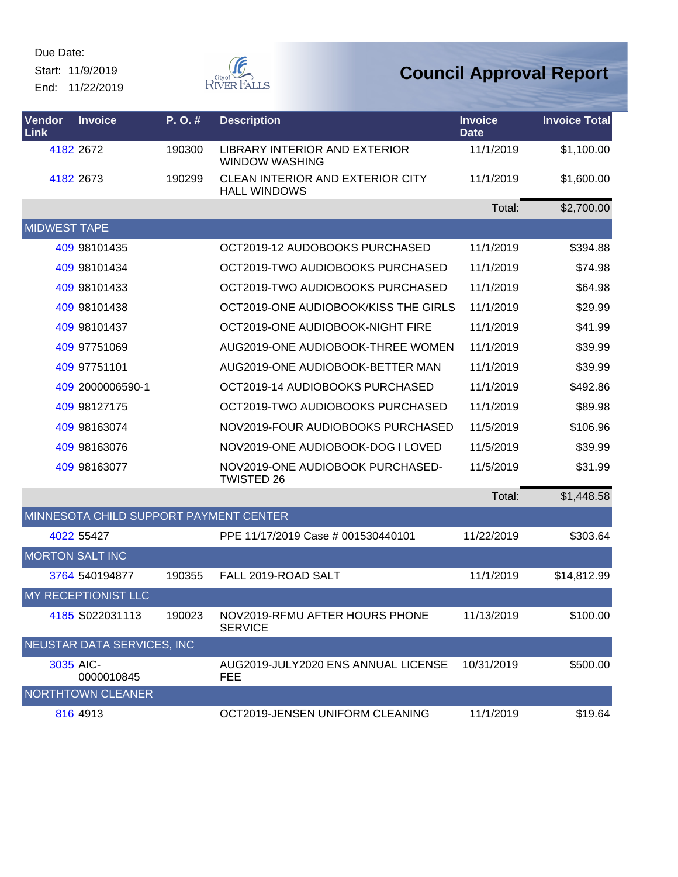Due Date:
Start: 11/9/2019
End: 11/22/2019

# Council Approval Report

| Vendor Link | Invoice | P. O. # | Description | Invoice Date | Invoice Total |
|---|---|---|---|---|---|
| 4182 | 2672 | 190300 | LIBRARY INTERIOR AND EXTERIOR WINDOW WASHING | 11/1/2019 | $1,100.00 |
| 4182 | 2673 | 190299 | CLEAN INTERIOR AND EXTERIOR CITY HALL WINDOWS | 11/1/2019 | $1,600.00 |
| | | | | Total: | $2,700.00 |
| MIDWEST TAPE | | | | | |
| 409 | 98101435 | | OCT2019-12 AUDOBOOKS PURCHASED | 11/1/2019 | $394.88 |
| 409 | 98101434 | | OCT2019-TWO AUDIOBOOKS PURCHASED | 11/1/2019 | $74.98 |
| 409 | 98101433 | | OCT2019-TWO AUDIOBOOKS PURCHASED | 11/1/2019 | $64.98 |
| 409 | 98101438 | | OCT2019-ONE AUDIOBOOK/KISS THE GIRLS | 11/1/2019 | $29.99 |
| 409 | 98101437 | | OCT2019-ONE AUDIOBOOK-NIGHT FIRE | 11/1/2019 | $41.99 |
| 409 | 97751069 | | AUG2019-ONE AUDIOBOOK-THREE WOMEN | 11/1/2019 | $39.99 |
| 409 | 97751101 | | AUG2019-ONE AUDIOBOOK-BETTER MAN | 11/1/2019 | $39.99 |
| 409 | 2000006590-1 | | OCT2019-14 AUDIOBOOKS PURCHASED | 11/1/2019 | $492.86 |
| 409 | 98127175 | | OCT2019-TWO AUDIOBOOKS PURCHASED | 11/1/2019 | $89.98 |
| 409 | 98163074 | | NOV2019-FOUR AUDIOBOOKS PURCHASED | 11/5/2019 | $106.96 |
| 409 | 98163076 | | NOV2019-ONE AUDIOBOOK-DOG I LOVED | 11/5/2019 | $39.99 |
| 409 | 98163077 | | NOV2019-ONE AUDIOBOOK PURCHASED-TWISTED 26 | 11/5/2019 | $31.99 |
| | | | | Total: | $1,448.58 |
| MINNESOTA CHILD SUPPORT PAYMENT CENTER | | | | | |
| 4022 | 55427 | | PPE 11/17/2019 Case # 001530440101 | 11/22/2019 | $303.64 |
| MORTON SALT INC | | | | | |
| 3764 | 540194877 | 190355 | FALL 2019-ROAD SALT | 11/1/2019 | $14,812.99 |
| MY RECEPTIONIST LLC | | | | | |
| 4185 | S022031113 | 190023 | NOV2019-RFMU AFTER HOURS PHONE SERVICE | 11/13/2019 | $100.00 |
| NEUSTAR DATA SERVICES, INC | | | | | |
| 3035 | AIC-0000010845 | | AUG2019-JULY2020 ENS ANNUAL LICENSE FEE | 10/31/2019 | $500.00 |
| NORTHTOWN CLEANER | | | | | |
| 816 | 4913 | | OCT2019-JENSEN UNIFORM CLEANING | 11/1/2019 | $19.64 |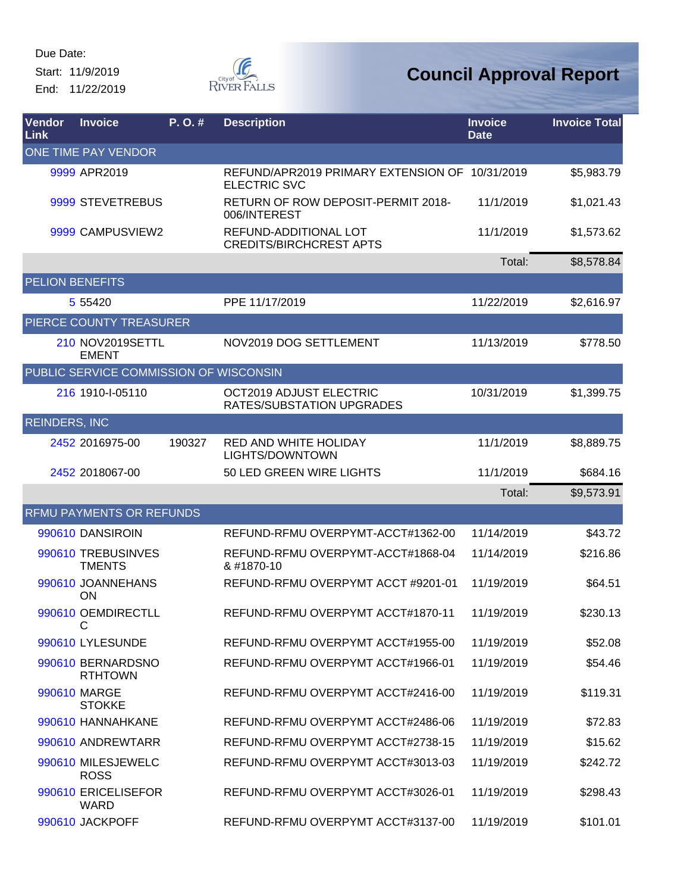Due Date:
Start: 11/9/2019
End: 11/22/2019

# Council Approval Report

| Vendor Link | Invoice | P. O. # | Description | Invoice Date | Invoice Total |
|---|---|---|---|---|---|
| ONE TIME PAY VENDOR | | | | | |
| 9999 | APR2019 | | REFUND/APR2019 PRIMARY EXTENSION OF ELECTRIC SVC | 10/31/2019 | $5,983.79 |
| 9999 | STEVETREBUS | | RETURN OF ROW DEPOSIT-PERMIT 2018-006/INTEREST | 11/1/2019 | $1,021.43 |
| 9999 | CAMPUSVIEW2 | | REFUND-ADDITIONAL LOT CREDITS/BIRCHCREST APTS | 11/1/2019 | $1,573.62 |
| | | | | Total: | $8,578.84 |
| PELION BENEFITS | | | | | |
| 5 | 55420 | | PPE 11/17/2019 | 11/22/2019 | $2,616.97 |
| PIERCE COUNTY TREASURER | | | | | |
| 210 | NOV2019SETTLEMENT | | NOV2019 DOG SETTLEMENT | 11/13/2019 | $778.50 |
| PUBLIC SERVICE COMMISSION OF WISCONSIN | | | | | |
| 216 | 1910-I-05110 | | OCT2019 ADJUST ELECTRIC RATES/SUBSTATION UPGRADES | 10/31/2019 | $1,399.75 |
| REINDERS, INC | | | | | |
| 2452 | 2016975-00 | 190327 | RED AND WHITE HOLIDAY LIGHTS/DOWNTOWN | 11/1/2019 | $8,889.75 |
| 2452 | 2018067-00 | | 50 LED GREEN WIRE LIGHTS | 11/1/2019 | $684.16 |
| | | | | Total: | $9,573.91 |
| RFMU PAYMENTS OR REFUNDS | | | | | |
| 990610 | DANSIROIN | | REFUND-RFMU OVERPYMT-ACCT#1362-00 | 11/14/2019 | $43.72 |
| 990610 | TREBUSINVESTMENTS | | REFUND-RFMU OVERPYMT-ACCT#1868-04 & #1870-10 | 11/14/2019 | $216.86 |
| 990610 | JOANNEHANSON | | REFUND-RFMU OVERPYMT ACCT #9201-01 | 11/19/2019 | $64.51 |
| 990610 | OEMDIRECTLLC | | REFUND-RFMU OVERPYMT ACCT#1870-11 | 11/19/2019 | $230.13 |
| 990610 | LYLESUNDE | | REFUND-RFMU OVERPYMT ACCT#1955-00 | 11/19/2019 | $52.08 |
| 990610 | BERNARDSNORTHTOWN | | REFUND-RFMU OVERPYMT ACCT#1966-01 | 11/19/2019 | $54.46 |
| 990610 | MARGE STOKKE | | REFUND-RFMU OVERPYMT ACCT#2416-00 | 11/19/2019 | $119.31 |
| 990610 | HANNAHKANE | | REFUND-RFMU OVERPYMT ACCT#2486-06 | 11/19/2019 | $72.83 |
| 990610 | ANDREWTARR | | REFUND-RFMU OVERPYMT ACCT#2738-15 | 11/19/2019 | $15.62 |
| 990610 | MILESJEWELCROSS | | REFUND-RFMU OVERPYMT ACCT#3013-03 | 11/19/2019 | $242.72 |
| 990610 | ERICELISEFORWARD | | REFUND-RFMU OVERPYMT ACCT#3026-01 | 11/19/2019 | $298.43 |
| 990610 | JACKPOFF | | REFUND-RFMU OVERPYMT ACCT#3137-00 | 11/19/2019 | $101.01 |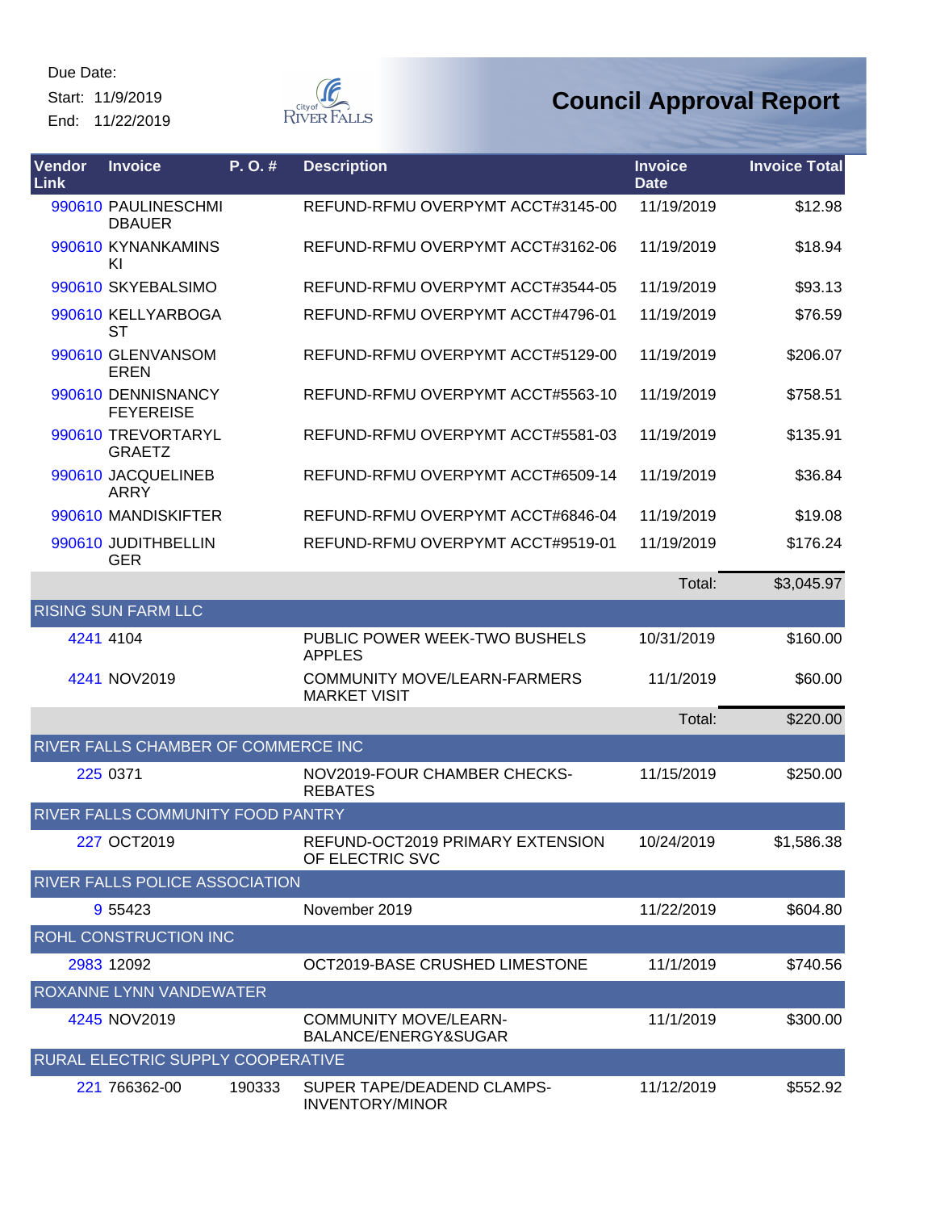Due Date:
Start: 11/9/2019
End: 11/22/2019

# Council Approval Report

| Vendor Link | Invoice | P. O. # | Description | Invoice Date | Invoice Total |
|---|---|---|---|---|---|
| 990610 | PAULINESCHMIDBAUER | | REFUND-RFMU OVERPYMT ACCT#3145-00 | 11/19/2019 | $12.98 |
| 990610 | KYNANKAMINSKI | | REFUND-RFMU OVERPYMT ACCT#3162-06 | 11/19/2019 | $18.94 |
| 990610 | SKYEBALSIMO | | REFUND-RFMU OVERPYMT ACCT#3544-05 | 11/19/2019 | $93.13 |
| 990610 | KELLYARBOGAST | | REFUND-RFMU OVERPYMT ACCT#4796-01 | 11/19/2019 | $76.59 |
| 990610 | GLENVANSOMEREN | | REFUND-RFMU OVERPYMT ACCT#5129-00 | 11/19/2019 | $206.07 |
| 990610 | DENNISNANCYFEYEREISE | | REFUND-RFMU OVERPYMT ACCT#5563-10 | 11/19/2019 | $758.51 |
| 990610 | TREVORTARYLGRAETZ | | REFUND-RFMU OVERPYMT ACCT#5581-03 | 11/19/2019 | $135.91 |
| 990610 | JACQUELINEBARRY | | REFUND-RFMU OVERPYMT ACCT#6509-14 | 11/19/2019 | $36.84 |
| 990610 | MANDISKIFTER | | REFUND-RFMU OVERPYMT ACCT#6846-04 | 11/19/2019 | $19.08 |
| 990610 | JUDITHBELLINGER | | REFUND-RFMU OVERPYMT ACCT#9519-01 | 11/19/2019 | $176.24 |
| | | | | Total: | $3,045.97 |
| RISING SUN FARM LLC | | | | | |
| 4241 | 4104 | | PUBLIC POWER WEEK-TWO BUSHELS APPLES | 10/31/2019 | $160.00 |
| 4241 | NOV2019 | | COMMUNITY MOVE/LEARN-FARMERS MARKET VISIT | 11/1/2019 | $60.00 |
| | | | | Total: | $220.00 |
| RIVER FALLS CHAMBER OF COMMERCE INC | | | | | |
| 225 | 0371 | | NOV2019-FOUR CHAMBER CHECKS-REBATES | 11/15/2019 | $250.00 |
| RIVER FALLS COMMUNITY FOOD PANTRY | | | | | |
| 227 | OCT2019 | | REFUND-OCT2019 PRIMARY EXTENSION OF ELECTRIC SVC | 10/24/2019 | $1,586.38 |
| RIVER FALLS POLICE ASSOCIATION | | | | | |
| 9 | 55423 | | November 2019 | 11/22/2019 | $604.80 |
| ROHL CONSTRUCTION INC | | | | | |
| 2983 | 12092 | | OCT2019-BASE CRUSHED LIMESTONE | 11/1/2019 | $740.56 |
| ROXANNE LYNN VANDEWATER | | | | | |
| 4245 | NOV2019 | | COMMUNITY MOVE/LEARN-BALANCE/ENERGY&SUGAR | 11/1/2019 | $300.00 |
| RURAL ELECTRIC SUPPLY COOPERATIVE | | | | | |
| 221 | 766362-00 | 190333 | SUPER TAPE/DEADEND CLAMPS-INVENTORY/MINOR | 11/12/2019 | $552.92 |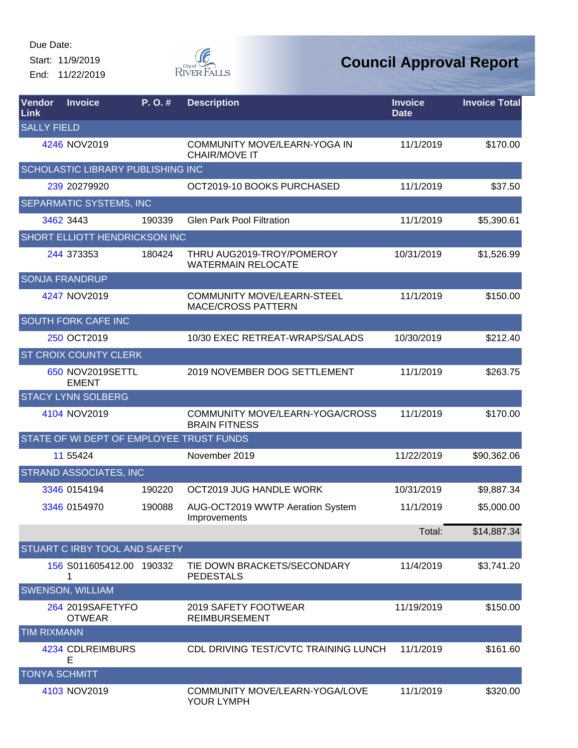Due Date:

Start: 11/9/2019

End: 11/22/2019

# Council Approval Report

| Vendor Link | Invoice | P. O. # | Description | Invoice Date | Invoice Total |
|---|---|---|---|---|---|
| SALLY FIELD | | | | | |
| 4246 | NOV2019 | | COMMUNITY MOVE/LEARN-YOGA IN CHAIR/MOVE IT | 11/1/2019 | $170.00 |
| SCHOLASTIC LIBRARY PUBLISHING INC | | | | | |
| 239 | 20279920 | | OCT2019-10 BOOKS PURCHASED | 11/1/2019 | $37.50 |
| SEPARMATIC SYSTEMS, INC | | | | | |
| 3462 | 3443 | 190339 | Glen Park Pool Filtration | 11/1/2019 | $5,390.61 |
| SHORT ELLIOTT HENDRICKSON INC | | | | | |
| 244 | 373353 | 180424 | THRU AUG2019-TROY/POMEROY WATERMAIN RELOCATE | 10/31/2019 | $1,526.99 |
| SONJA FRANDRUP | | | | | |
| 4247 | NOV2019 | | COMMUNITY MOVE/LEARN-STEEL MACE/CROSS PATTERN | 11/1/2019 | $150.00 |
| SOUTH FORK CAFE INC | | | | | |
| 250 | OCT2019 | | 10/30 EXEC RETREAT-WRAPS/SALADS | 10/30/2019 | $212.40 |
| ST CROIX COUNTY CLERK | | | | | |
| 650 | NOV2019SETTLEMENT | | 2019 NOVEMBER DOG SETTLEMENT | 11/1/2019 | $263.75 |
| STACY LYNN SOLBERG | | | | | |
| 4104 | NOV2019 | | COMMUNITY MOVE/LEARN-YOGA/CROSS BRAIN FITNESS | 11/1/2019 | $170.00 |
| STATE OF WI DEPT OF EMPLOYEE TRUST FUNDS | | | | | |
| 11 | 55424 | | November 2019 | 11/22/2019 | $90,362.06 |
| STRAND ASSOCIATES, INC | | | | | |
| 3346 | 0154194 | 190220 | OCT2019 JUG HANDLE WORK | 10/31/2019 | $9,887.34 |
| 3346 | 0154970 | 190088 | AUG-OCT2019 WWTP Aeration System Improvements | 11/1/2019 | $5,000.00 |
| | | | | Total: | $14,887.34 |
| STUART C IRBY TOOL AND SAFETY | | | | | |
| 156 | S011605412.001 | 190332 | TIE DOWN BRACKETS/SECONDARY PEDESTALS | 11/4/2019 | $3,741.20 |
| SWENSON, WILLIAM | | | | | |
| 264 | 2019SAFETYFOOTWEAR | | 2019 SAFETY FOOTWEAR REIMBURSEMENT | 11/19/2019 | $150.00 |
| TIM RIXMANN | | | | | |
| 4234 | CDLREIMBURSE | | CDL DRIVING TEST/CVTC TRAINING LUNCH | 11/1/2019 | $161.60 |
| TONYA SCHMITT | | | | | |
| 4103 | NOV2019 | | COMMUNITY MOVE/LEARN-YOGA/LOVE YOUR LYMPH | 11/1/2019 | $320.00 |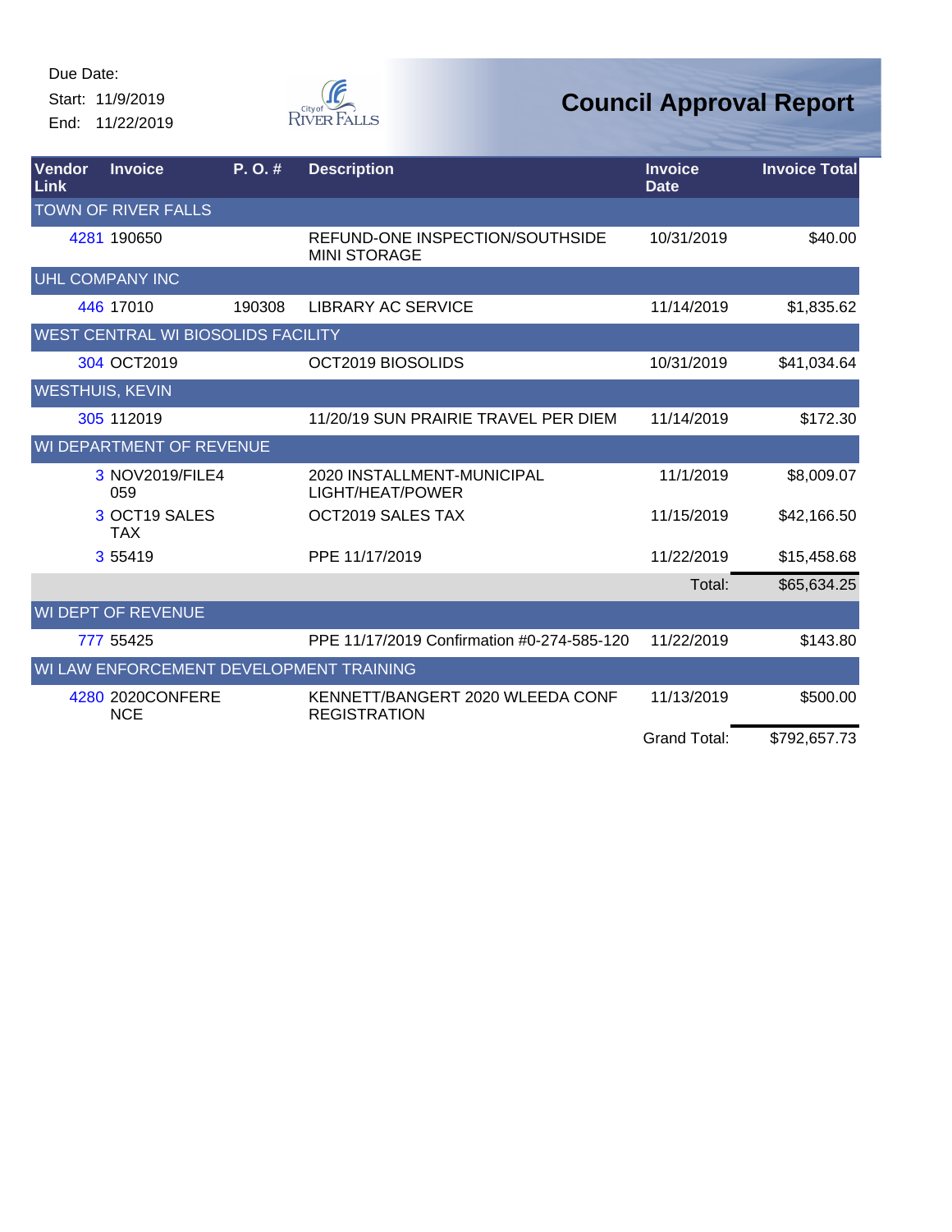Due Date:

Start: 11/9/2019

End: 11/22/2019

# Council Approval Report

| Vendor Link | Invoice | P. O. # | Description | Invoice Date | Invoice Total |
|---|---|---|---|---|---|
| TOWN OF RIVER FALLS | | | | | |
| 4281 | 190650 | | REFUND-ONE INSPECTION/SOUTHSIDE MINI STORAGE | 10/31/2019 | $40.00 |
| UHL COMPANY INC | | | | | |
| 446 | 17010 | 190308 | LIBRARY AC SERVICE | 11/14/2019 | $1,835.62 |
| WEST CENTRAL WI BIOSOLIDS FACILITY | | | | | |
| 304 | OCT2019 | | OCT2019 BIOSOLIDS | 10/31/2019 | $41,034.64 |
| WESTHUIS, KEVIN | | | | | |
| 305 | 112019 | | 11/20/19 SUN PRAIRIE TRAVEL PER DIEM | 11/14/2019 | $172.30 |
| WI DEPARTMENT OF REVENUE | | | | | |
| 3 | NOV2019/FILE4059 | | 2020 INSTALLMENT-MUNICIPAL LIGHT/HEAT/POWER | 11/1/2019 | $8,009.07 |
| 3 | OCT19 SALES TAX | | OCT2019 SALES TAX | 11/15/2019 | $42,166.50 |
| 3 | 55419 | | PPE 11/17/2019 | 11/22/2019 | $15,458.68 |
| | | | | Total: | $65,634.25 |
| WI DEPT OF REVENUE | | | | | |
| 777 | 55425 | | PPE 11/17/2019 Confirmation #0-274-585-120 | 11/22/2019 | $143.80 |
| WI LAW ENFORCEMENT DEVELOPMENT TRAINING | | | | | |
| 4280 | 2020CONFERENCE | | KENNETT/BANGERT 2020 WLEEDA CONF REGISTRATION | 11/13/2019 | $500.00 |
| | | | | Grand Total: | $792,657.73 |